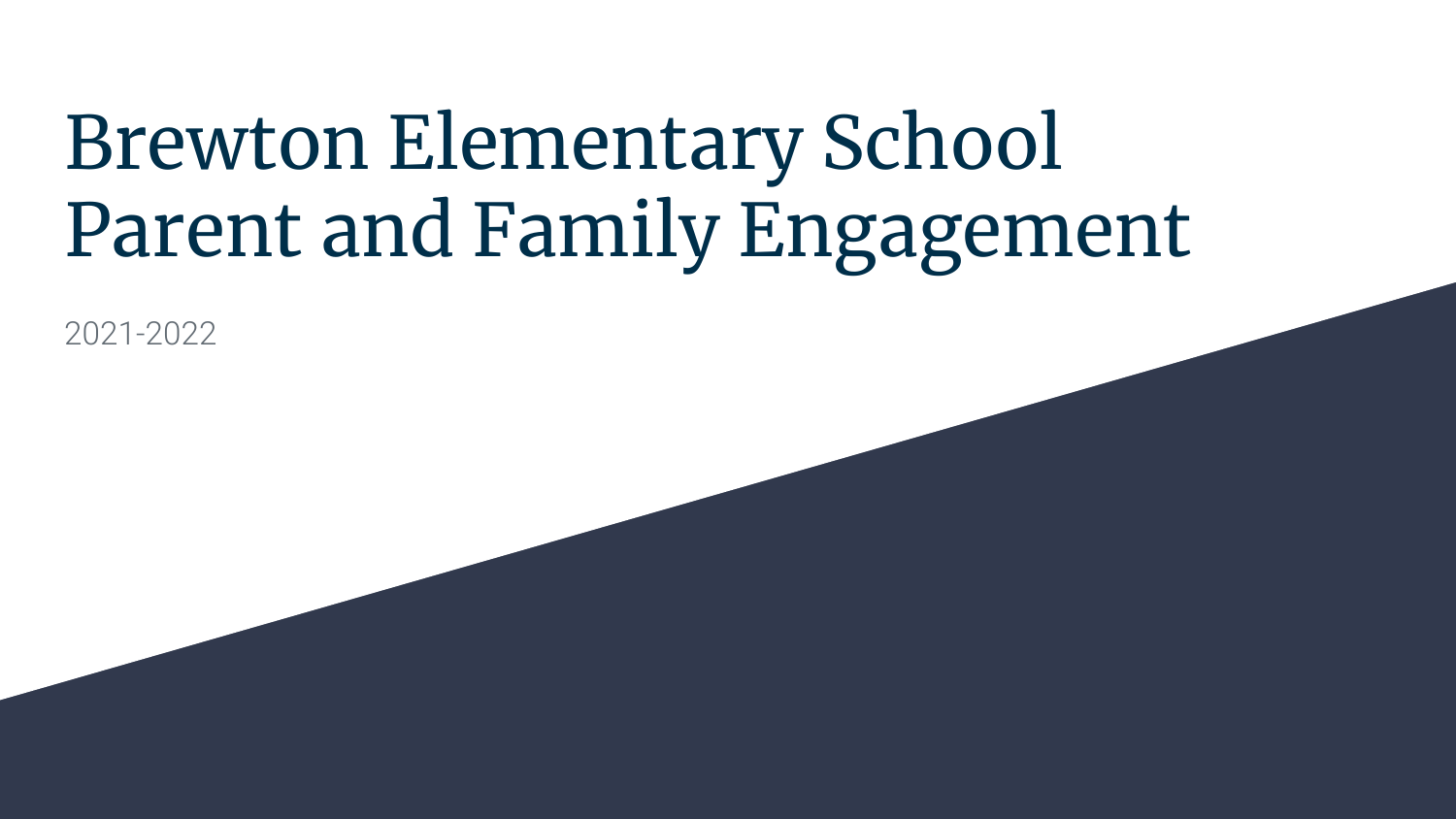# Brewton Elementary School
# Parent and Family Engagement

2021-2022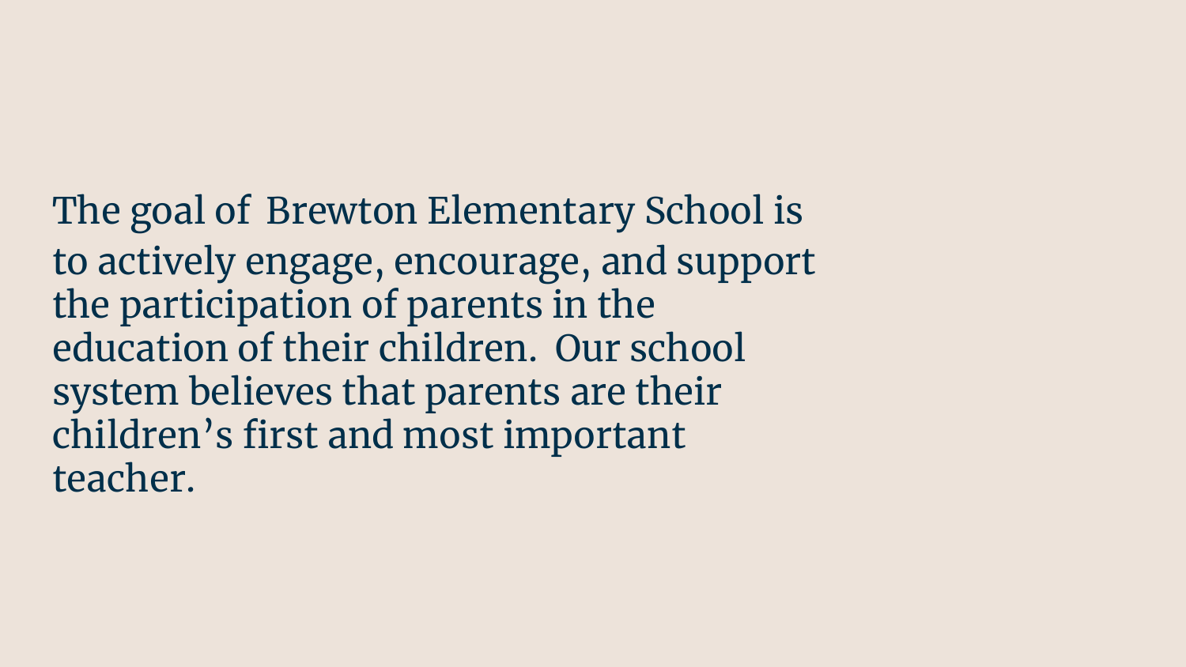The goal of Brewton Elementary School is to actively engage, encourage, and support the participation of parents in the education of their children. Our school system believes that parents are their children's first and most important teacher.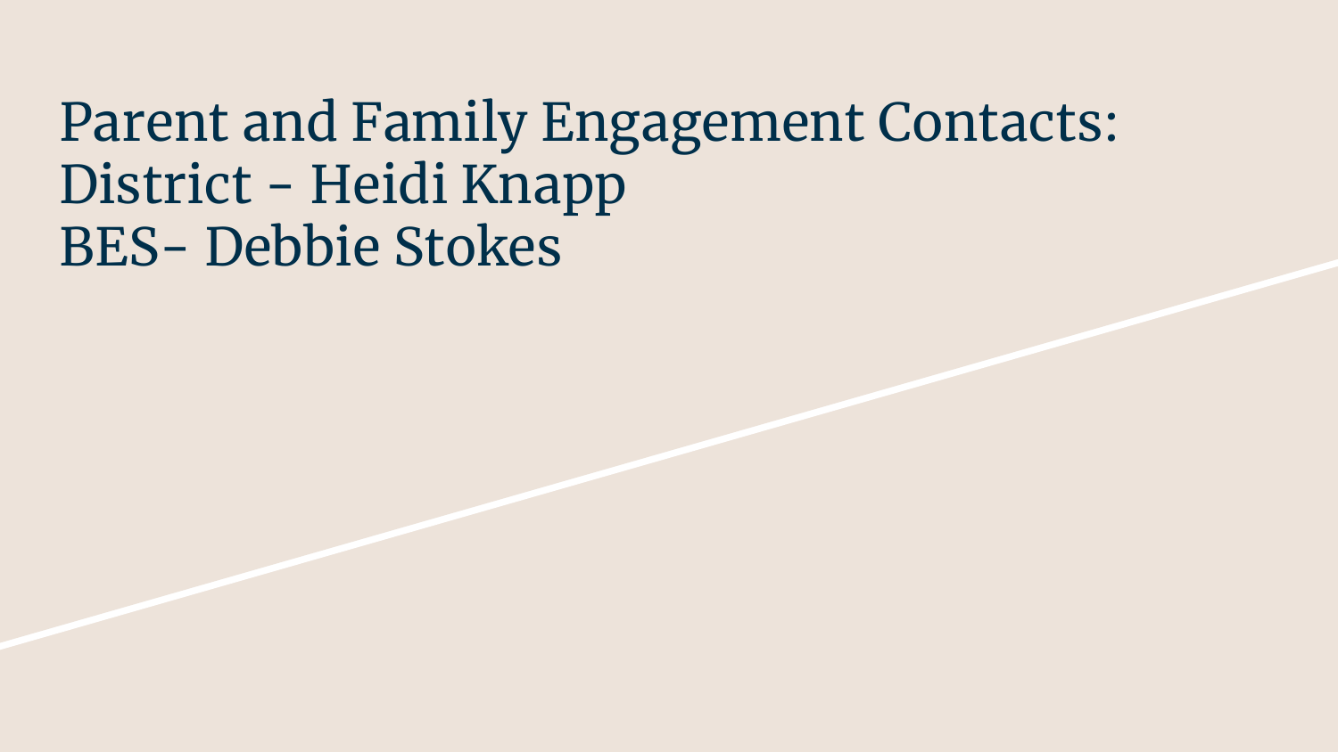# Parent and Family Engagement Contacts:
# District - Heidi Knapp
# BES- Debbie Stokes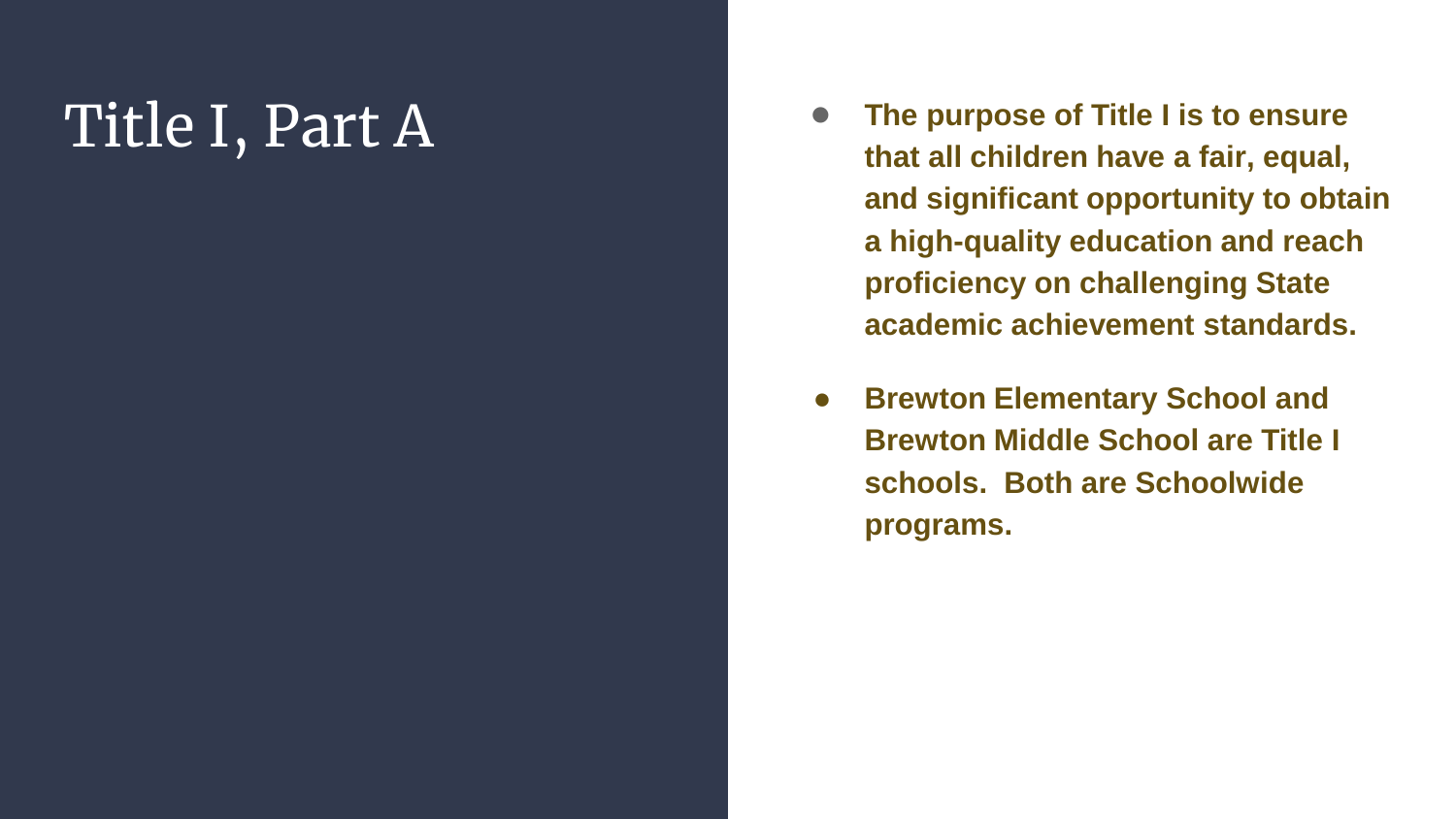# Title I, Part A

- **The purpose of Title I is to ensure that all children have a fair, equal, and significant opportunity to obtain a high-quality education and reach proficiency on challenging State academic achievement standards.**
- **Brewton Elementary School and Brewton Middle School are Title I schools. Both are Schoolwide programs.**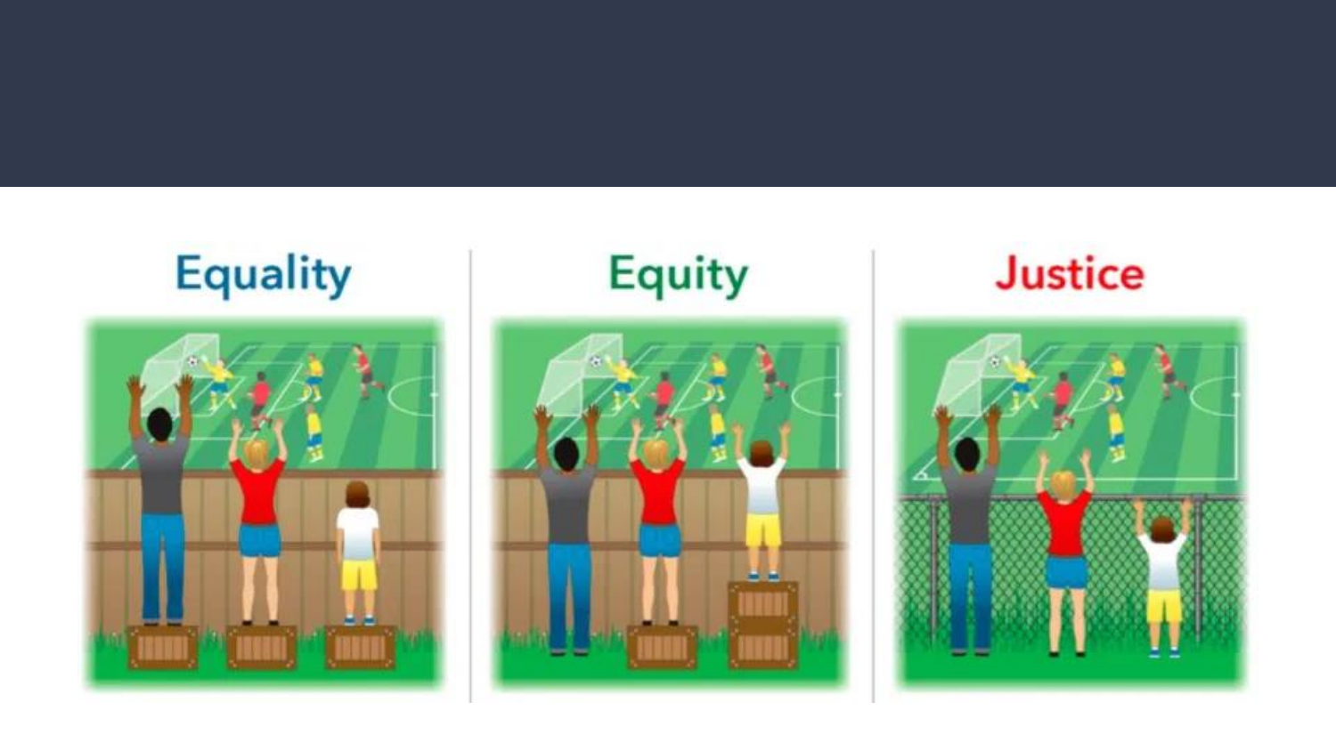Equality

Equity

Justice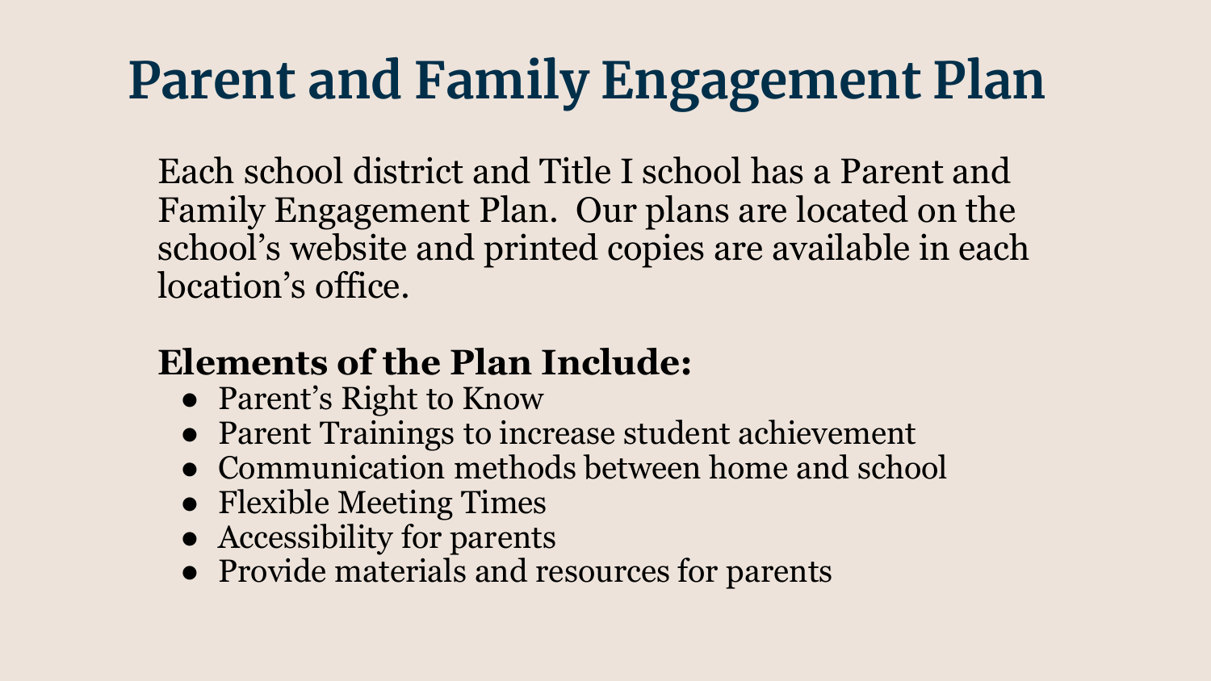# Parent and Family Engagement Plan

Each school district and Title I school has a Parent and Family Engagement Plan. Our plans are located on the school's website and printed copies are available in each location's office.

**Elements of the Plan Include:**

- Parent's Right to Know
- Parent Trainings to increase student achievement
- Communication methods between home and school
- Flexible Meeting Times
- Accessibility for parents
- Provide materials and resources for parents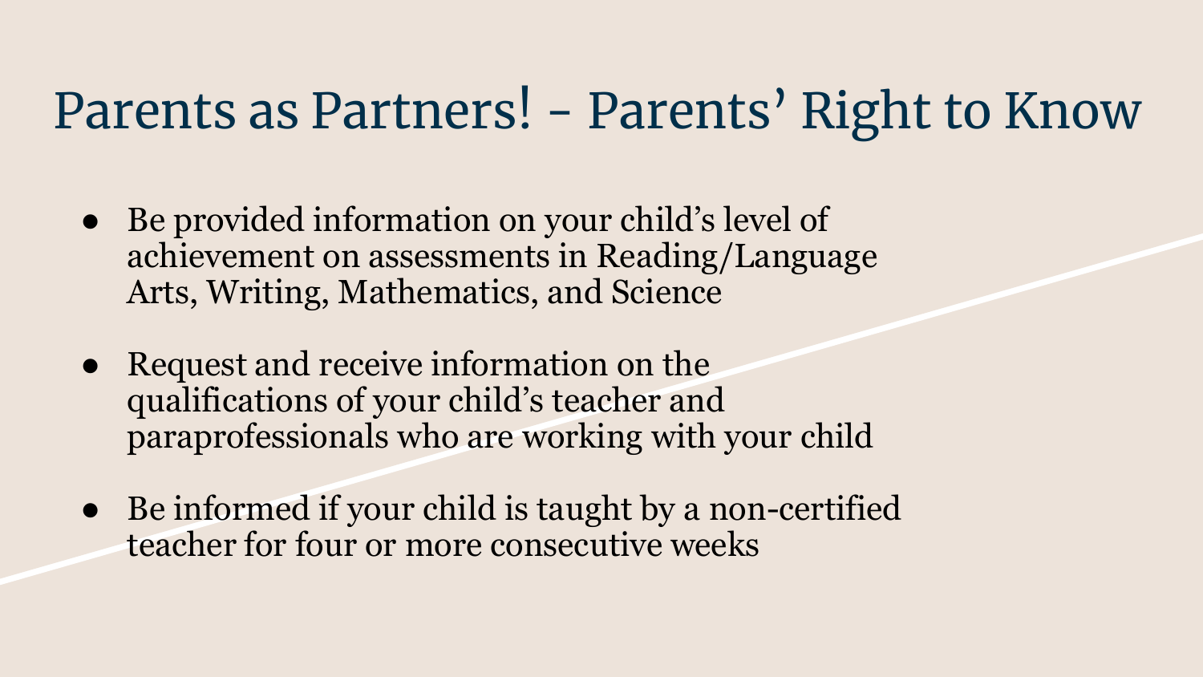# Parents as Partners! - Parents' Right to Know

- Be provided information on your child's level of achievement on assessments in Reading/Language Arts, Writing, Mathematics, and Science
- Request and receive information on the qualifications of your child's teacher and paraprofessionals who are working with your child
- Be informed if your child is taught by a non-certified teacher for four or more consecutive weeks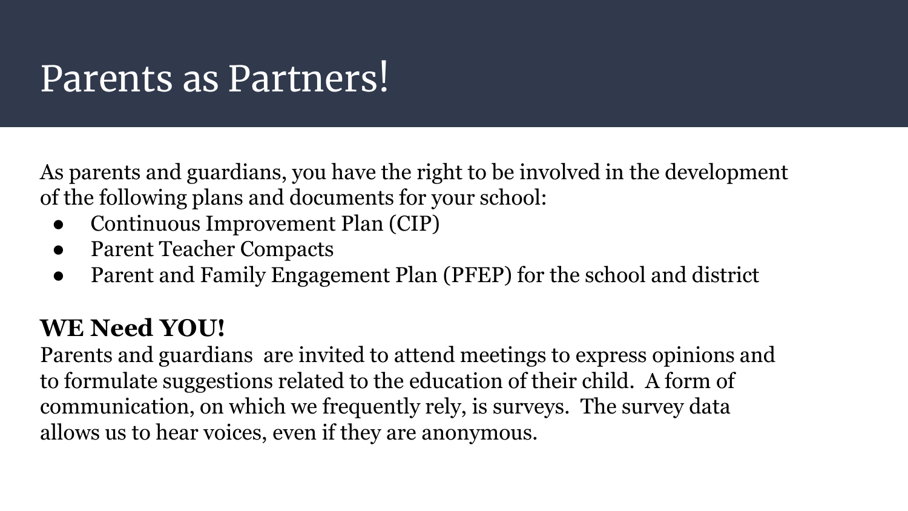# Parents as Partners!

As parents and guardians, you have the right to be involved in the development of the following plans and documents for your school:

- Continuous Improvement Plan (CIP)
- Parent Teacher Compacts
- Parent and Family Engagement Plan (PFEP) for the school and district

**WE Need YOU!**

Parents and guardians are invited to attend meetings to express opinions and to formulate suggestions related to the education of their child. A form of communication, on which we frequently rely, is surveys. The survey data allows us to hear voices, even if they are anonymous.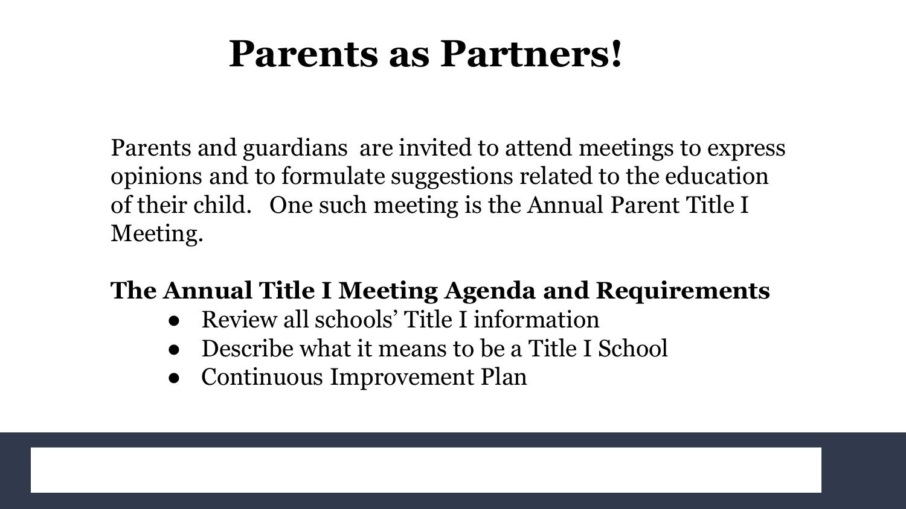# Parents as Partners!

Parents and guardians  are invited to attend meetings to express opinions and to formulate suggestions related to the education of their child.   One such meeting is the Annual Parent Title I Meeting.

**The Annual Title I Meeting Agenda and Requirements**

- Review all schools' Title I information
- Describe what it means to be a Title I School
- Continuous Improvement Plan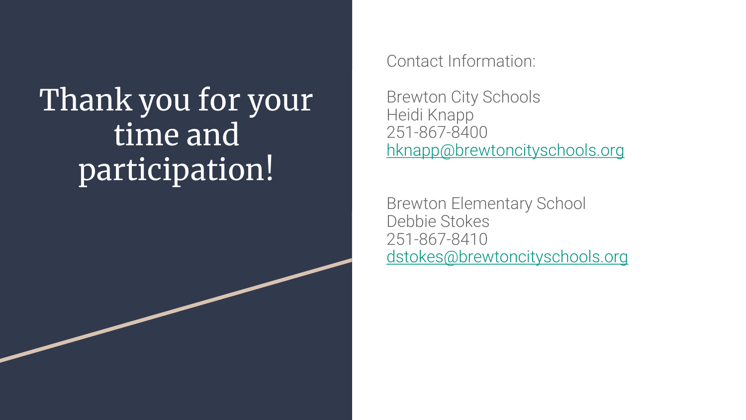# Thank you for your time and participation!

Contact Information:

Brewton City Schools
Heidi Knapp
251-867-8400
hknapp@brewtoncityschools.org

Brewton Elementary School
Debbie Stokes
251-867-8410
dstokes@brewtoncityschools.org